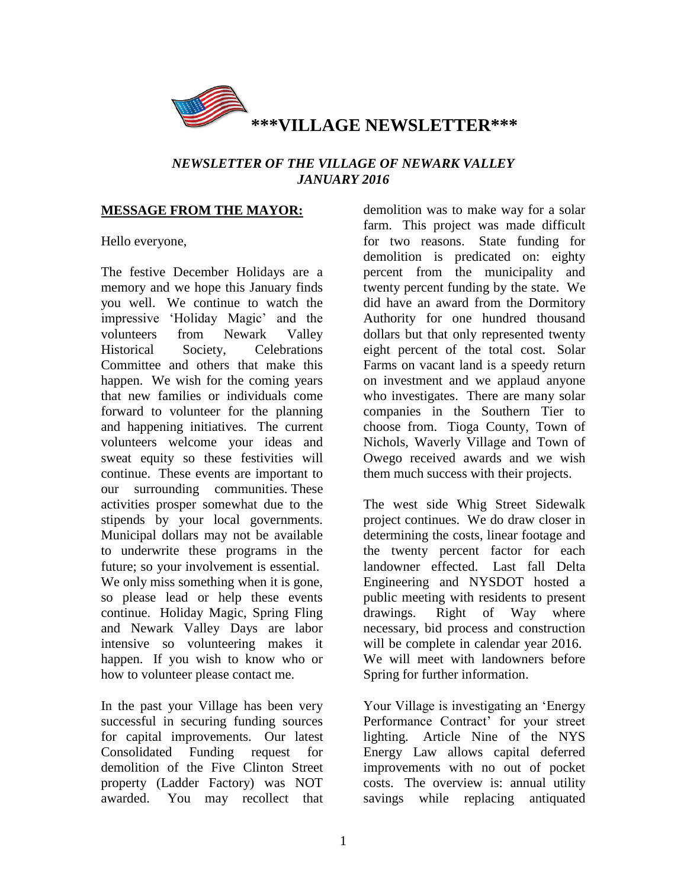# \*\*\*VILLAGE NEWSLETTER\*\*\*

***NEWSLETTER OF THE VILLAGE OF NEWARK VALLEY***
***JANUARY 2016***

## MESSAGE FROM THE MAYOR:

Hello everyone,

The festive December Holidays are a memory and we hope this January finds you well. We continue to watch the impressive 'Holiday Magic' and the volunteers from Newark Valley Historical Society, Celebrations Committee and others that make this happen. We wish for the coming years that new families or individuals come forward to volunteer for the planning and happening initiatives. The current volunteers welcome your ideas and sweat equity so these festivities will continue. These events are important to our surrounding communities. These activities prosper somewhat due to the stipends by your local governments. Municipal dollars may not be available to underwrite these programs in the future; so your involvement is essential. We only miss something when it is gone, so please lead or help these events continue. Holiday Magic, Spring Fling and Newark Valley Days are labor intensive so volunteering makes it happen. If you wish to know who or how to volunteer please contact me.

In the past your Village has been very successful in securing funding sources for capital improvements. Our latest Consolidated Funding request for demolition of the Five Clinton Street property (Ladder Factory) was NOT awarded. You may recollect that demolition was to make way for a solar farm. This project was made difficult for two reasons. State funding for demolition is predicated on: eighty percent from the municipality and twenty percent funding by the state. We did have an award from the Dormitory Authority for one hundred thousand dollars but that only represented twenty eight percent of the total cost. Solar Farms on vacant land is a speedy return on investment and we applaud anyone who investigates. There are many solar companies in the Southern Tier to choose from. Tioga County, Town of Nichols, Waverly Village and Town of Owego received awards and we wish them much success with their projects.

The west side Whig Street Sidewalk project continues. We do draw closer in determining the costs, linear footage and the twenty percent factor for each landowner effected. Last fall Delta Engineering and NYSDOT hosted a public meeting with residents to present drawings. Right of Way where necessary, bid process and construction will be complete in calendar year 2016. We will meet with landowners before Spring for further information.

Your Village is investigating an 'Energy Performance Contract' for your street lighting. Article Nine of the NYS Energy Law allows capital deferred improvements with no out of pocket costs. The overview is: annual utility savings while replacing antiquated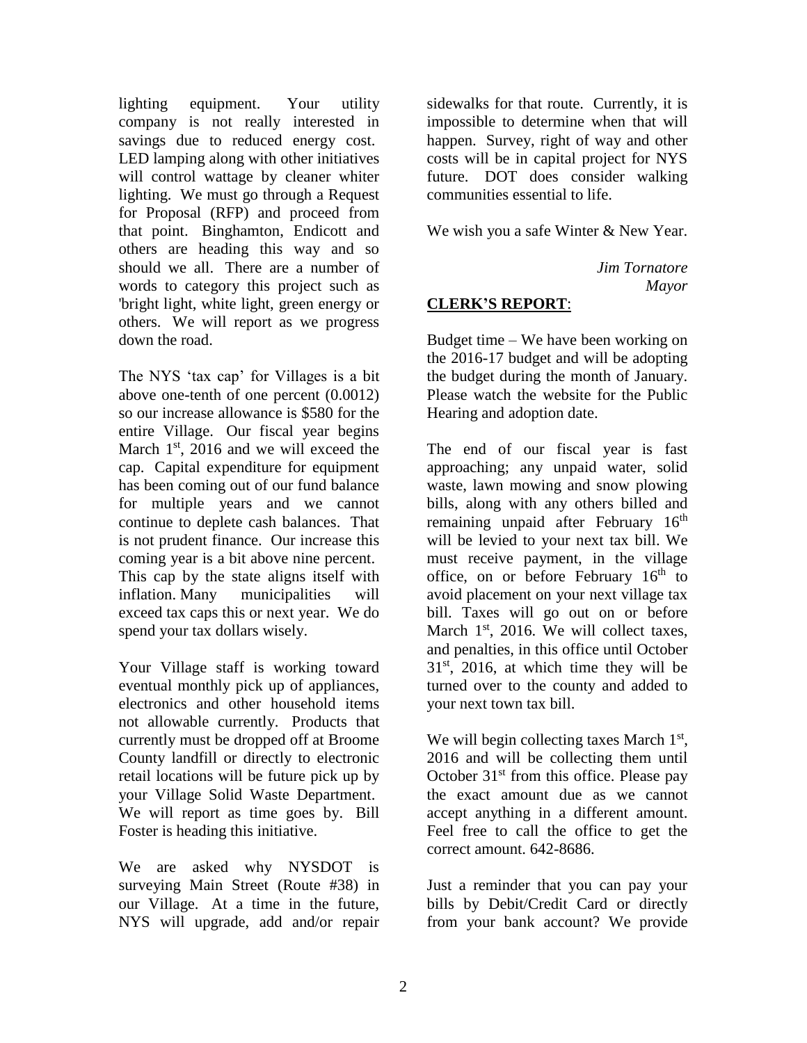lighting equipment. Your utility company is not really interested in savings due to reduced energy cost. LED lamping along with other initiatives will control wattage by cleaner whiter lighting. We must go through a Request for Proposal (RFP) and proceed from that point. Binghamton, Endicott and others are heading this way and so should we all. There are a number of words to category this project such as 'bright light, white light, green energy or others. We will report as we progress down the road.

The NYS 'tax cap' for Villages is a bit above one-tenth of one percent (0.0012) so our increase allowance is $580 for the entire Village. Our fiscal year begins March 1st, 2016 and we will exceed the cap. Capital expenditure for equipment has been coming out of our fund balance for multiple years and we cannot continue to deplete cash balances. That is not prudent finance. Our increase this coming year is a bit above nine percent. This cap by the state aligns itself with inflation. Many municipalities will exceed tax caps this or next year. We do spend your tax dollars wisely.

Your Village staff is working toward eventual monthly pick up of appliances, electronics and other household items not allowable currently. Products that currently must be dropped off at Broome County landfill or directly to electronic retail locations will be future pick up by your Village Solid Waste Department. We will report as time goes by. Bill Foster is heading this initiative.

We are asked why NYSDOT is surveying Main Street (Route #38) in our Village. At a time in the future, NYS will upgrade, add and/or repair sidewalks for that route. Currently, it is impossible to determine when that will happen. Survey, right of way and other costs will be in capital project for NYS future. DOT does consider walking communities essential to life.

We wish you a safe Winter & New Year.

*Jim Tornatore*
*Mayor*

## CLERK'S REPORT:

Budget time – We have been working on the 2016-17 budget and will be adopting the budget during the month of January. Please watch the website for the Public Hearing and adoption date.

The end of our fiscal year is fast approaching; any unpaid water, solid waste, lawn mowing and snow plowing bills, along with any others billed and remaining unpaid after February 16th will be levied to your next tax bill. We must receive payment, in the village office, on or before February 16th to avoid placement on your next village tax bill. Taxes will go out on or before March 1st, 2016. We will collect taxes, and penalties, in this office until October 31st, 2016, at which time they will be turned over to the county and added to your next town tax bill.

We will begin collecting taxes March 1st, 2016 and will be collecting them until October 31st from this office. Please pay the exact amount due as we cannot accept anything in a different amount. Feel free to call the office to get the correct amount. 642-8686.

Just a reminder that you can pay your bills by Debit/Credit Card or directly from your bank account? We provide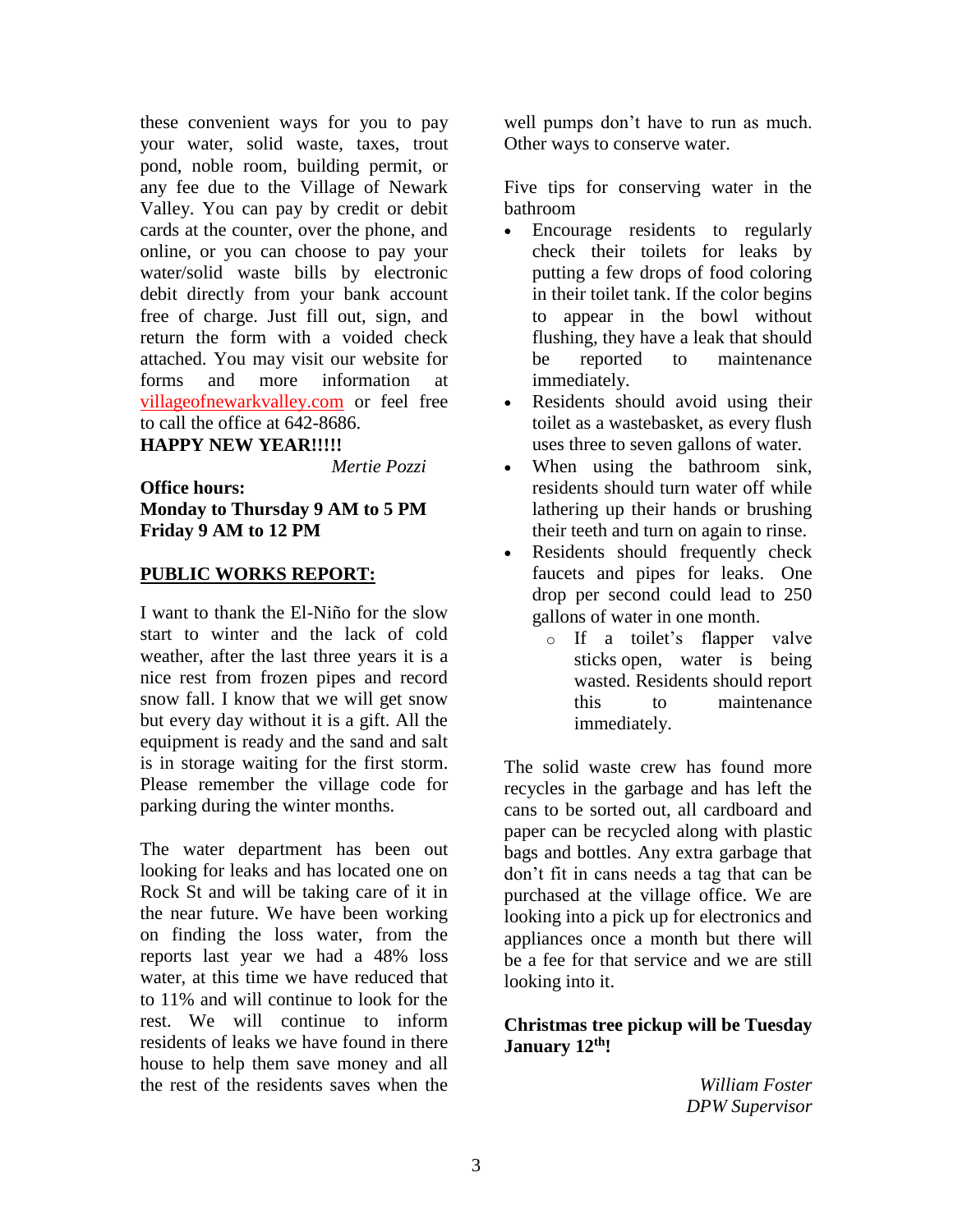these convenient ways for you to pay your water, solid waste, taxes, trout pond, noble room, building permit, or any fee due to the Village of Newark Valley. You can pay by credit or debit cards at the counter, over the phone, and online, or you can choose to pay your water/solid waste bills by electronic debit directly from your bank account free of charge. Just fill out, sign, and return the form with a voided check attached. You may visit our website for forms and more information at villageofnewarkvalley.com or feel free to call the office at 642-8686.

**HAPPY NEW YEAR!!!!!**

*Mertie Pozzi*

**Office hours:**
**Monday to Thursday 9 AM to 5 PM**
**Friday 9 AM to 12 PM**

## PUBLIC WORKS REPORT:

I want to thank the El-Niño for the slow start to winter and the lack of cold weather, after the last three years it is a nice rest from frozen pipes and record snow fall. I know that we will get snow but every day without it is a gift. All the equipment is ready and the sand and salt is in storage waiting for the first storm. Please remember the village code for parking during the winter months.

The water department has been out looking for leaks and has located one on Rock St and will be taking care of it in the near future. We have been working on finding the loss water, from the reports last year we had a 48% loss water, at this time we have reduced that to 11% and will continue to look for the rest. We will continue to inform residents of leaks we have found in there house to help them save money and all the rest of the residents saves when the well pumps don't have to run as much. Other ways to conserve water.

Five tips for conserving water in the bathroom

- Encourage residents to regularly check their toilets for leaks by putting a few drops of food coloring in their toilet tank. If the color begins to appear in the bowl without flushing, they have a leak that should be reported to maintenance immediately.
- Residents should avoid using their toilet as a wastebasket, as every flush uses three to seven gallons of water.
- When using the bathroom sink, residents should turn water off while lathering up their hands or brushing their teeth and turn on again to rinse.
- Residents should frequently check faucets and pipes for leaks. One drop per second could lead to 250 gallons of water in one month.
  - If a toilet's flapper valve sticks open, water is being wasted. Residents should report this to maintenance immediately.

The solid waste crew has found more recycles in the garbage and has left the cans to be sorted out, all cardboard and paper can be recycled along with plastic bags and bottles. Any extra garbage that don't fit in cans needs a tag that can be purchased at the village office. We are looking into a pick up for electronics and appliances once a month but there will be a fee for that service and we are still looking into it.

**Christmas tree pickup will be Tuesday January 12th!**

*William Foster*
*DPW Supervisor*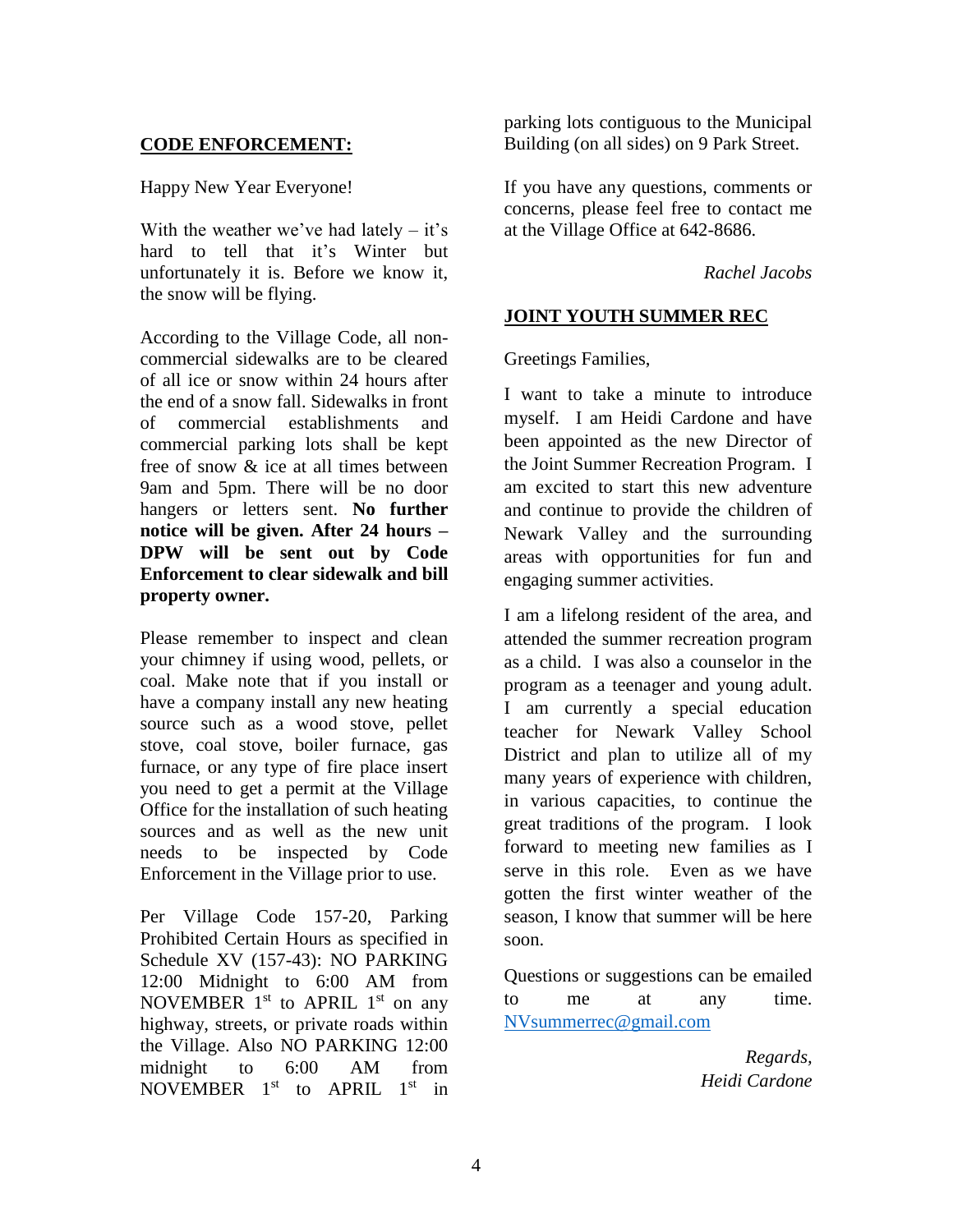## CODE ENFORCEMENT:

Happy New Year Everyone!

With the weather we've had lately – it's hard to tell that it's Winter but unfortunately it is. Before we know it, the snow will be flying.

According to the Village Code, all non-commercial sidewalks are to be cleared of all ice or snow within 24 hours after the end of a snow fall. Sidewalks in front of commercial establishments and commercial parking lots shall be kept free of snow & ice at all times between 9am and 5pm. There will be no door hangers or letters sent. **No further notice will be given. After 24 hours – DPW will be sent out by Code Enforcement to clear sidewalk and bill property owner.**

Please remember to inspect and clean your chimney if using wood, pellets, or coal. Make note that if you install or have a company install any new heating source such as a wood stove, pellet stove, coal stove, boiler furnace, gas furnace, or any type of fire place insert you need to get a permit at the Village Office for the installation of such heating sources and as well as the new unit needs to be inspected by Code Enforcement in the Village prior to use.

Per Village Code 157-20, Parking Prohibited Certain Hours as specified in Schedule XV (157-43): NO PARKING 12:00 Midnight to 6:00 AM from NOVEMBER 1st to APRIL 1st on any highway, streets, or private roads within the Village. Also NO PARKING 12:00 midnight to 6:00 AM from NOVEMBER 1st to APRIL 1st in parking lots contiguous to the Municipal Building (on all sides) on 9 Park Street.

If you have any questions, comments or concerns, please feel free to contact me at the Village Office at 642-8686.

*Rachel Jacobs*

## JOINT YOUTH SUMMER REC

Greetings Families,

I want to take a minute to introduce myself. I am Heidi Cardone and have been appointed as the new Director of the Joint Summer Recreation Program. I am excited to start this new adventure and continue to provide the children of Newark Valley and the surrounding areas with opportunities for fun and engaging summer activities.

I am a lifelong resident of the area, and attended the summer recreation program as a child. I was also a counselor in the program as a teenager and young adult. I am currently a special education teacher for Newark Valley School District and plan to utilize all of my many years of experience with children, in various capacities, to continue the great traditions of the program. I look forward to meeting new families as I serve in this role. Even as we have gotten the first winter weather of the season, I know that summer will be here soon.

Questions or suggestions can be emailed to me at any time. NVsummerrec@gmail.com

*Regards,*
*Heidi Cardone*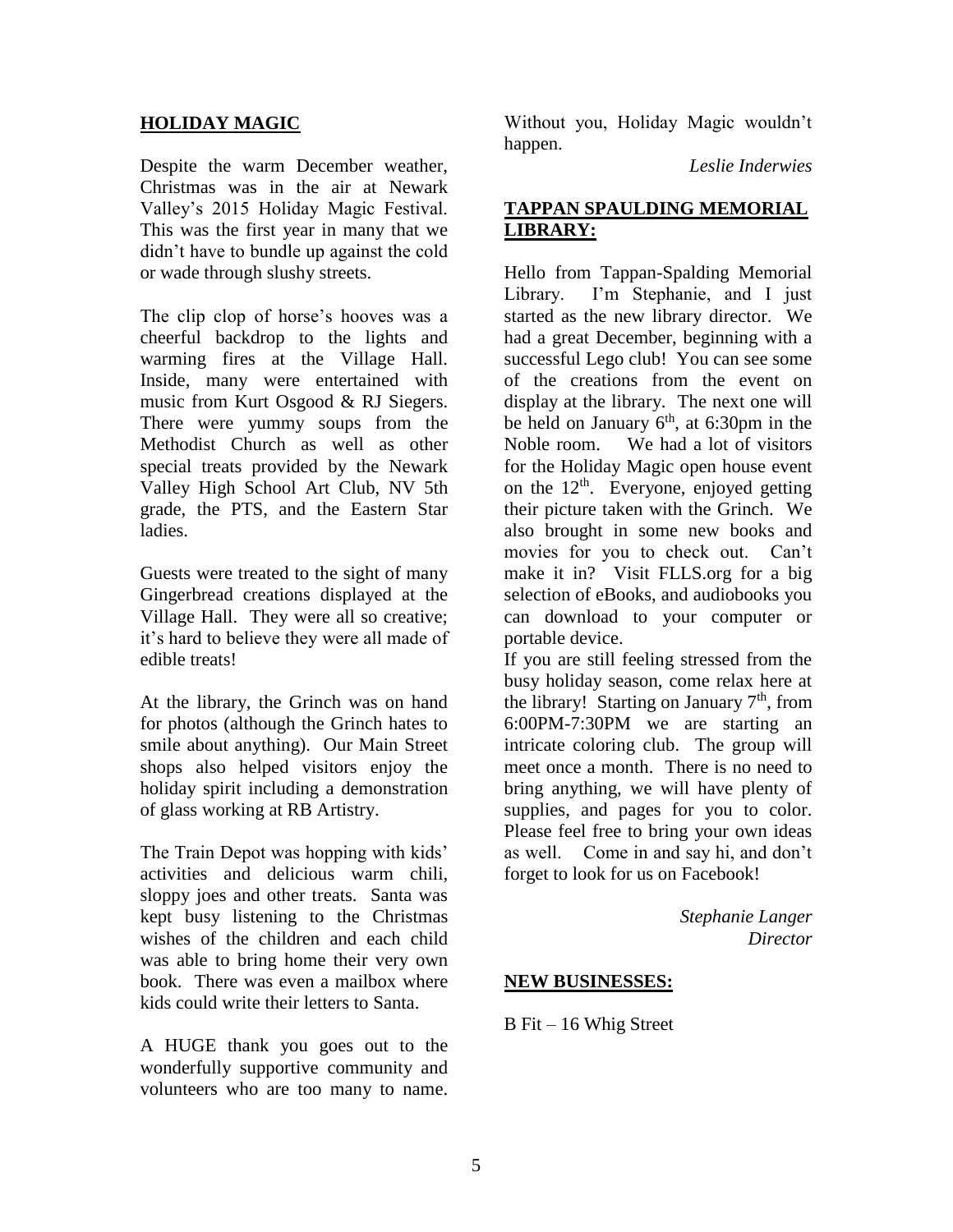## HOLIDAY MAGIC

Despite the warm December weather, Christmas was in the air at Newark Valley's 2015 Holiday Magic Festival. This was the first year in many that we didn't have to bundle up against the cold or wade through slushy streets.

The clip clop of horse's hooves was a cheerful backdrop to the lights and warming fires at the Village Hall. Inside, many were entertained with music from Kurt Osgood & RJ Siegers. There were yummy soups from the Methodist Church as well as other special treats provided by the Newark Valley High School Art Club, NV 5th grade, the PTS, and the Eastern Star ladies.

Guests were treated to the sight of many Gingerbread creations displayed at the Village Hall. They were all so creative; it's hard to believe they were all made of edible treats!

At the library, the Grinch was on hand for photos (although the Grinch hates to smile about anything). Our Main Street shops also helped visitors enjoy the holiday spirit including a demonstration of glass working at RB Artistry.

The Train Depot was hopping with kids' activities and delicious warm chili, sloppy joes and other treats. Santa was kept busy listening to the Christmas wishes of the children and each child was able to bring home their very own book. There was even a mailbox where kids could write their letters to Santa.

A HUGE thank you goes out to the wonderfully supportive community and volunteers who are too many to name. Without you, Holiday Magic wouldn't happen.

*Leslie Inderwies*

## TAPPAN SPAULDING MEMORIAL LIBRARY:

Hello from Tappan-Spalding Memorial Library. I'm Stephanie, and I just started as the new library director. We had a great December, beginning with a successful Lego club! You can see some of the creations from the event on display at the library. The next one will be held on January 6th, at 6:30pm in the Noble room. We had a lot of visitors for the Holiday Magic open house event on the 12th. Everyone, enjoyed getting their picture taken with the Grinch. We also brought in some new books and movies for you to check out. Can't make it in? Visit FLLS.org for a big selection of eBooks, and audiobooks you can download to your computer or portable device.

If you are still feeling stressed from the busy holiday season, come relax here at the library! Starting on January 7th, from 6:00PM-7:30PM we are starting an intricate coloring club. The group will meet once a month. There is no need to bring anything, we will have plenty of supplies, and pages for you to color. Please feel free to bring your own ideas as well. Come in and say hi, and don't forget to look for us on Facebook!

*Stephanie Langer*
*Director*

## NEW BUSINESSES:

B Fit – 16 Whig Street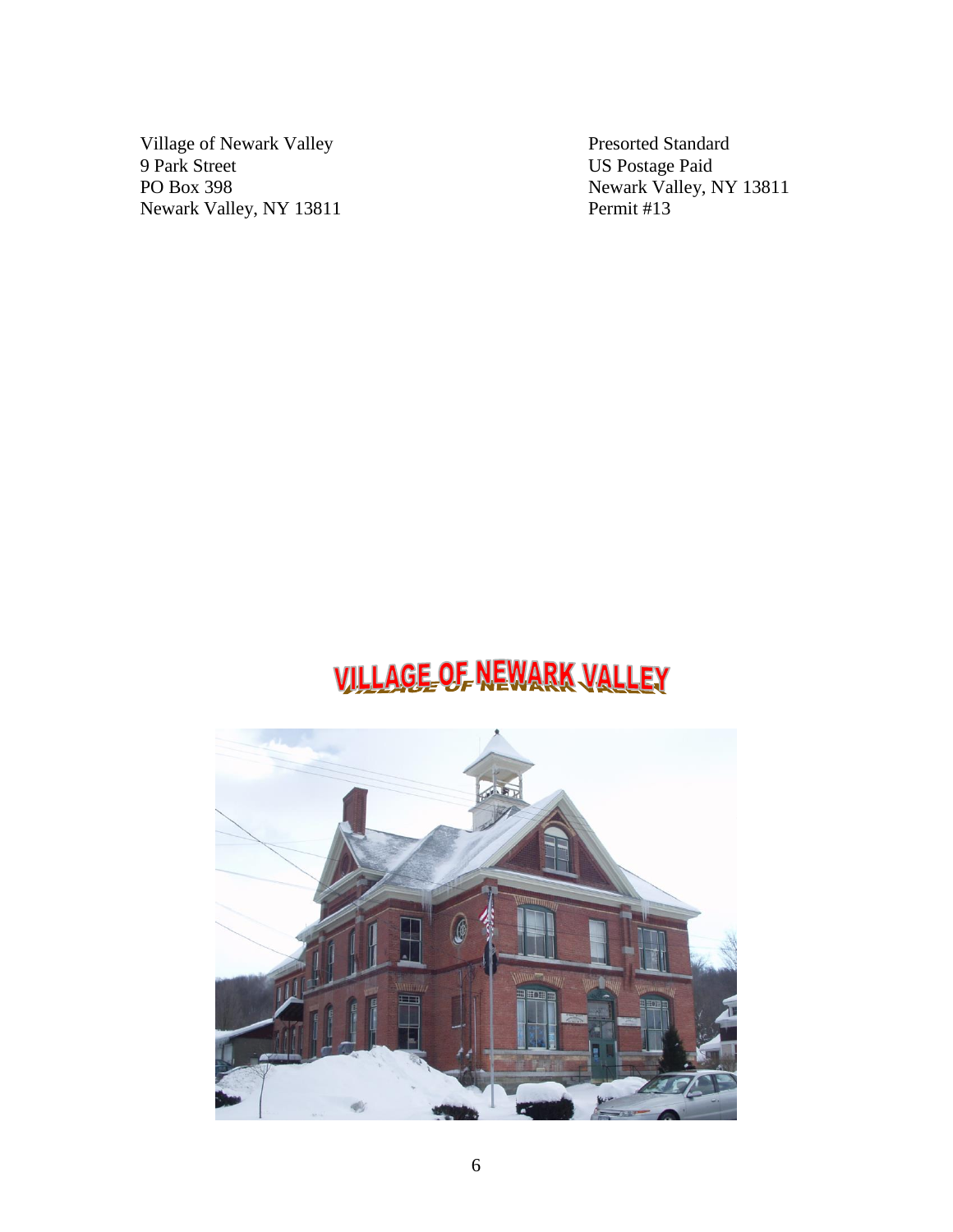Village of Newark Valley
9 Park Street
PO Box 398
Newark Valley, NY 13811

Presorted Standard
US Postage Paid
Newark Valley, NY 13811
Permit #13

# VILLAGE OF NEWARK VALLEY